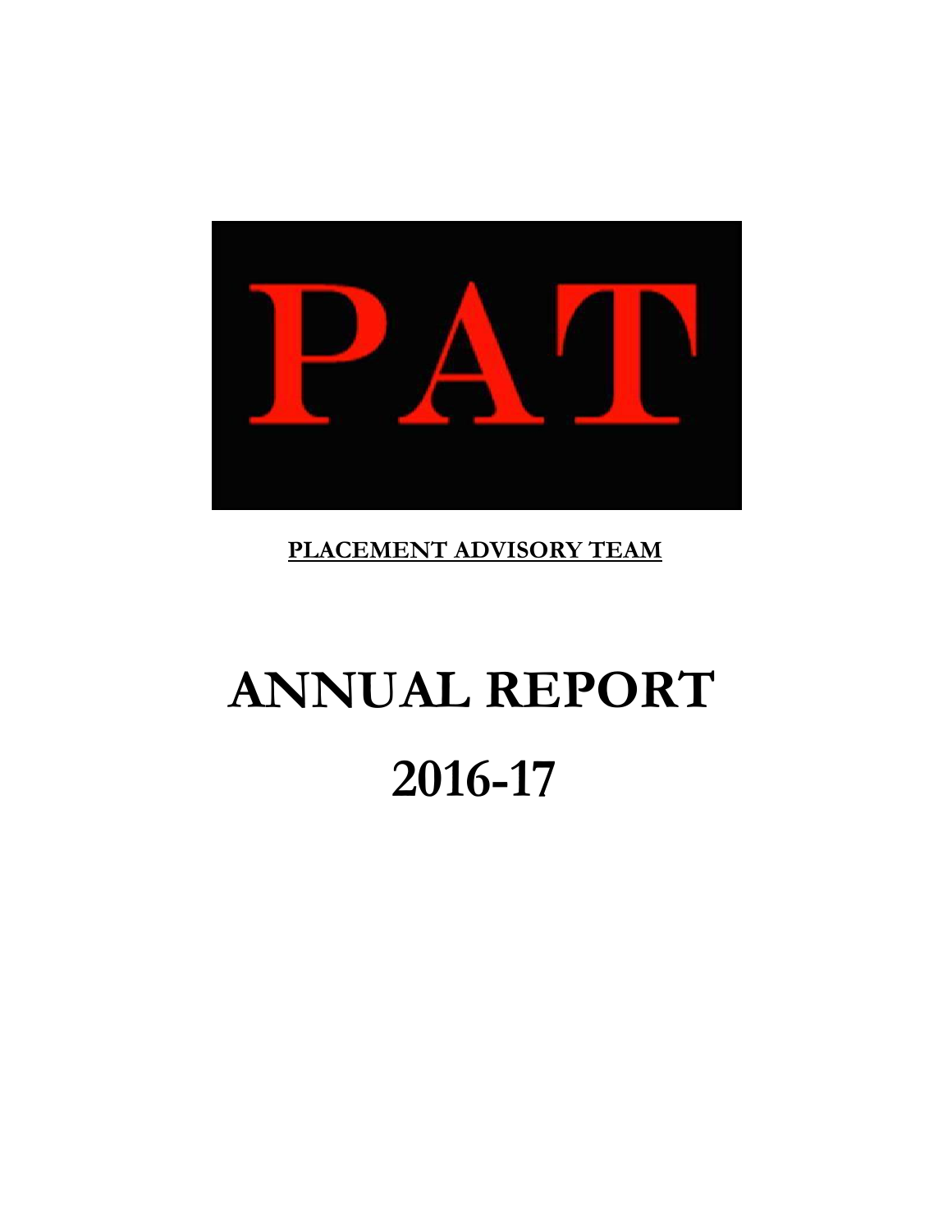# PAT

**PLACEMENT ADVISORY TEAM**

# ANNUAL REPORT

# 2016-17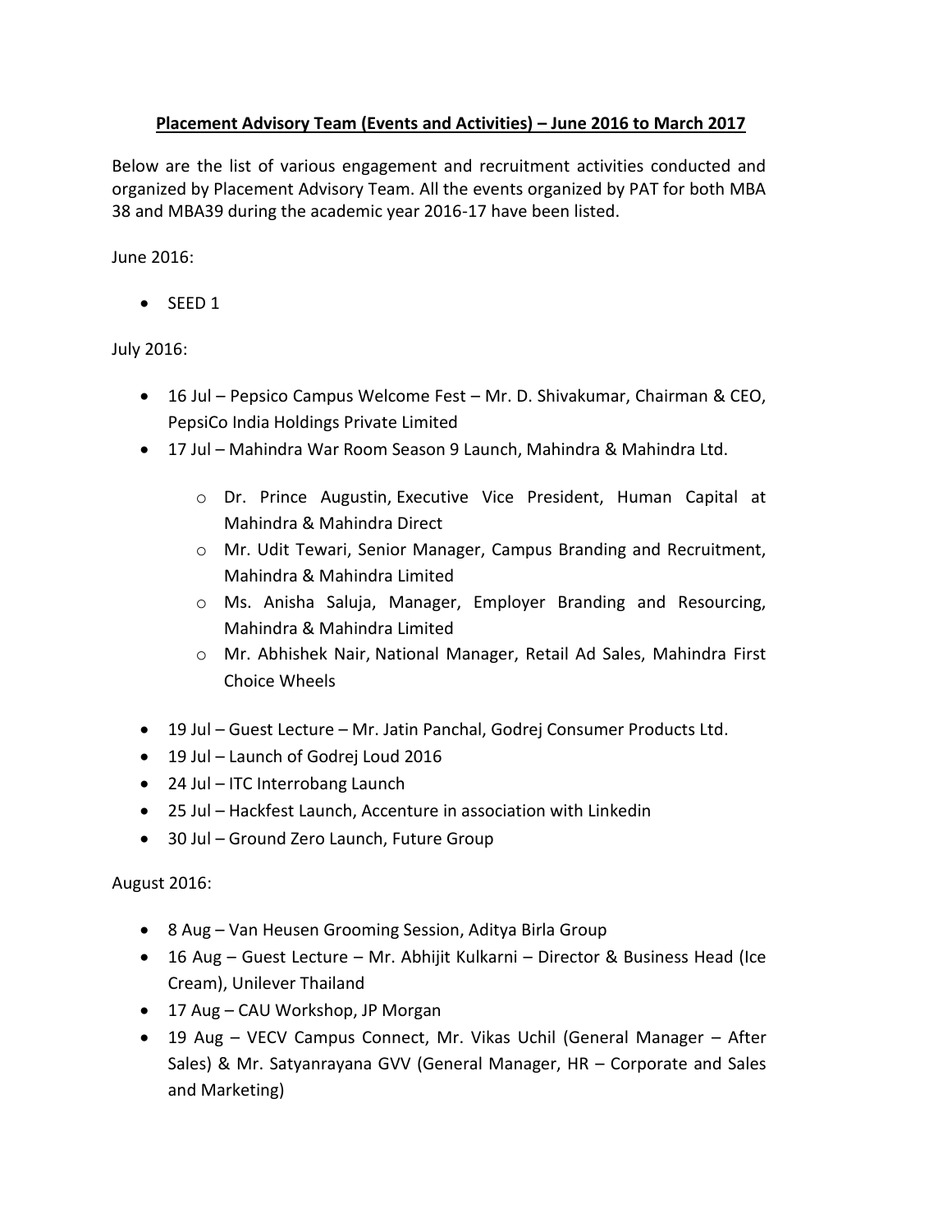**Placement Advisory Team (Events and Activities) – June 2016 to March 2017**

Below are the list of various engagement and recruitment activities conducted and organized by Placement Advisory Team. All the events organized by PAT for both MBA 38 and MBA39 during the academic year 2016-17 have been listed.

June 2016:

- SEED 1

July 2016:

- 16 Jul – Pepsico Campus Welcome Fest – Mr. D. Shivakumar, Chairman & CEO, PepsiCo India Holdings Private Limited
- 17 Jul – Mahindra War Room Season 9 Launch, Mahindra & Mahindra Ltd.
  - Dr. Prince Augustin, Executive Vice President, Human Capital at Mahindra & Mahindra Direct
  - Mr. Udit Tewari, Senior Manager, Campus Branding and Recruitment, Mahindra & Mahindra Limited
  - Ms. Anisha Saluja, Manager, Employer Branding and Resourcing, Mahindra & Mahindra Limited
  - Mr. Abhishek Nair, National Manager, Retail Ad Sales, Mahindra First Choice Wheels
- 19 Jul – Guest Lecture – Mr. Jatin Panchal, Godrej Consumer Products Ltd.
- 19 Jul – Launch of Godrej Loud 2016
- 24 Jul – ITC Interrobang Launch
- 25 Jul – Hackfest Launch, Accenture in association with Linkedin
- 30 Jul – Ground Zero Launch, Future Group

August 2016:

- 8 Aug – Van Heusen Grooming Session, Aditya Birla Group
- 16 Aug – Guest Lecture – Mr. Abhijit Kulkarni – Director & Business Head (Ice Cream), Unilever Thailand
- 17 Aug – CAU Workshop, JP Morgan
- 19 Aug – VECV Campus Connect, Mr. Vikas Uchil (General Manager – After Sales) & Mr. Satyanrayana GVV (General Manager, HR – Corporate and Sales and Marketing)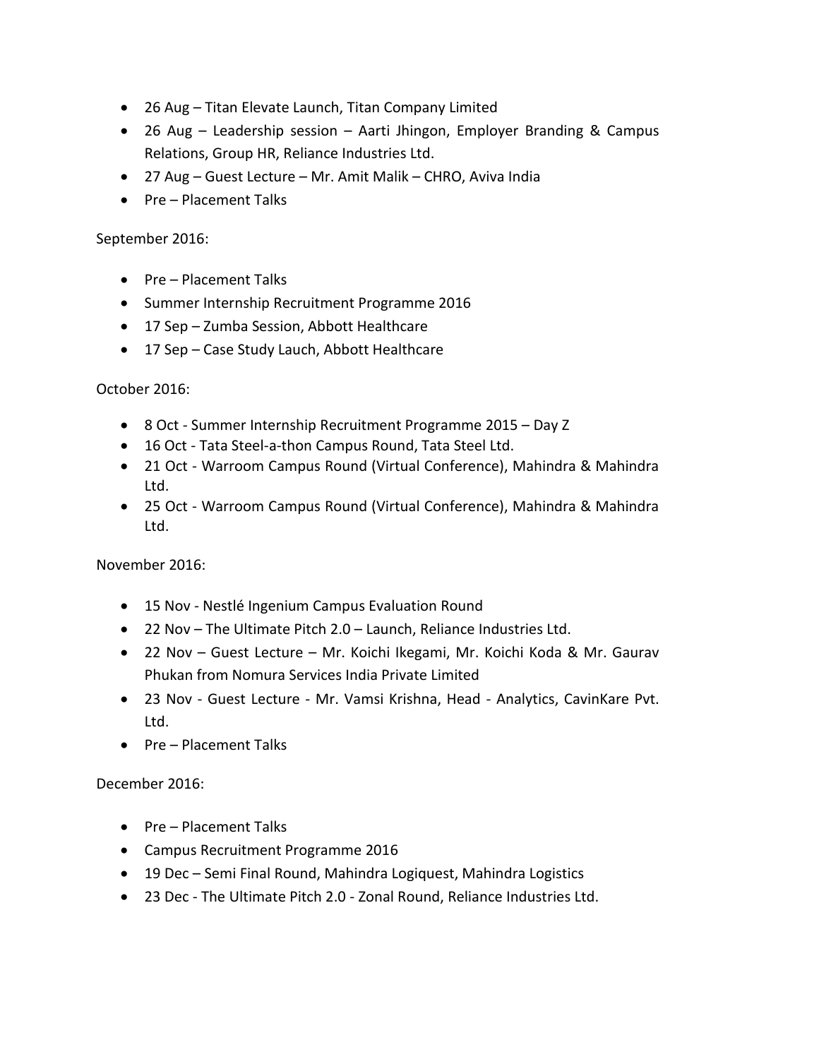- 26 Aug – Titan Elevate Launch, Titan Company Limited
- 26 Aug – Leadership session – Aarti Jhingon, Employer Branding & Campus Relations, Group HR, Reliance Industries Ltd.
- 27 Aug – Guest Lecture – Mr. Amit Malik – CHRO, Aviva India
- Pre – Placement Talks

September 2016:

- Pre – Placement Talks
- Summer Internship Recruitment Programme 2016
- 17 Sep – Zumba Session, Abbott Healthcare
- 17 Sep – Case Study Lauch, Abbott Healthcare

October 2016:

- 8 Oct - Summer Internship Recruitment Programme 2015 – Day Z
- 16 Oct - Tata Steel-a-thon Campus Round, Tata Steel Ltd.
- 21 Oct - Warroom Campus Round (Virtual Conference), Mahindra & Mahindra Ltd.
- 25 Oct - Warroom Campus Round (Virtual Conference), Mahindra & Mahindra Ltd.

November 2016:

- 15 Nov - Nestlé Ingenium Campus Evaluation Round
- 22 Nov – The Ultimate Pitch 2.0 – Launch, Reliance Industries Ltd.
- 22 Nov – Guest Lecture – Mr. Koichi Ikegami, Mr. Koichi Koda & Mr. Gaurav Phukan from Nomura Services India Private Limited
- 23 Nov - Guest Lecture - Mr. Vamsi Krishna, Head - Analytics, CavinKare Pvt. Ltd.
- Pre – Placement Talks

December 2016:

- Pre – Placement Talks
- Campus Recruitment Programme 2016
- 19 Dec – Semi Final Round, Mahindra Logiquest, Mahindra Logistics
- 23 Dec - The Ultimate Pitch 2.0 - Zonal Round, Reliance Industries Ltd.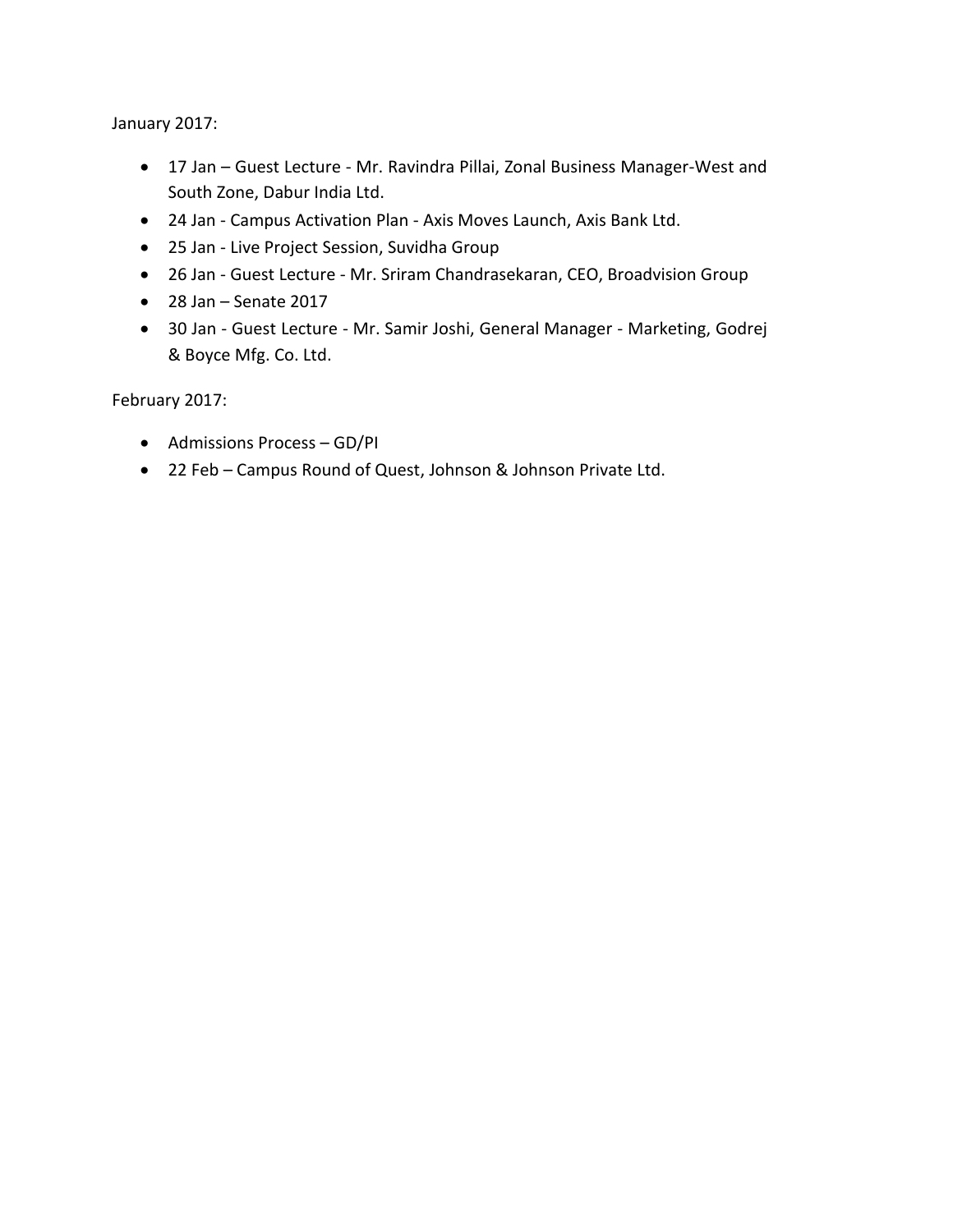January 2017:

- 17 Jan – Guest Lecture - Mr. Ravindra Pillai, Zonal Business Manager-West and South Zone, Dabur India Ltd.
- 24 Jan - Campus Activation Plan - Axis Moves Launch, Axis Bank Ltd.
- 25 Jan - Live Project Session, Suvidha Group
- 26 Jan - Guest Lecture - Mr. Sriram Chandrasekaran, CEO, Broadvision Group
- 28 Jan – Senate 2017
- 30 Jan - Guest Lecture - Mr. Samir Joshi, General Manager - Marketing, Godrej & Boyce Mfg. Co. Ltd.

February 2017:

- Admissions Process – GD/PI
- 22 Feb – Campus Round of Quest, Johnson & Johnson Private Ltd.